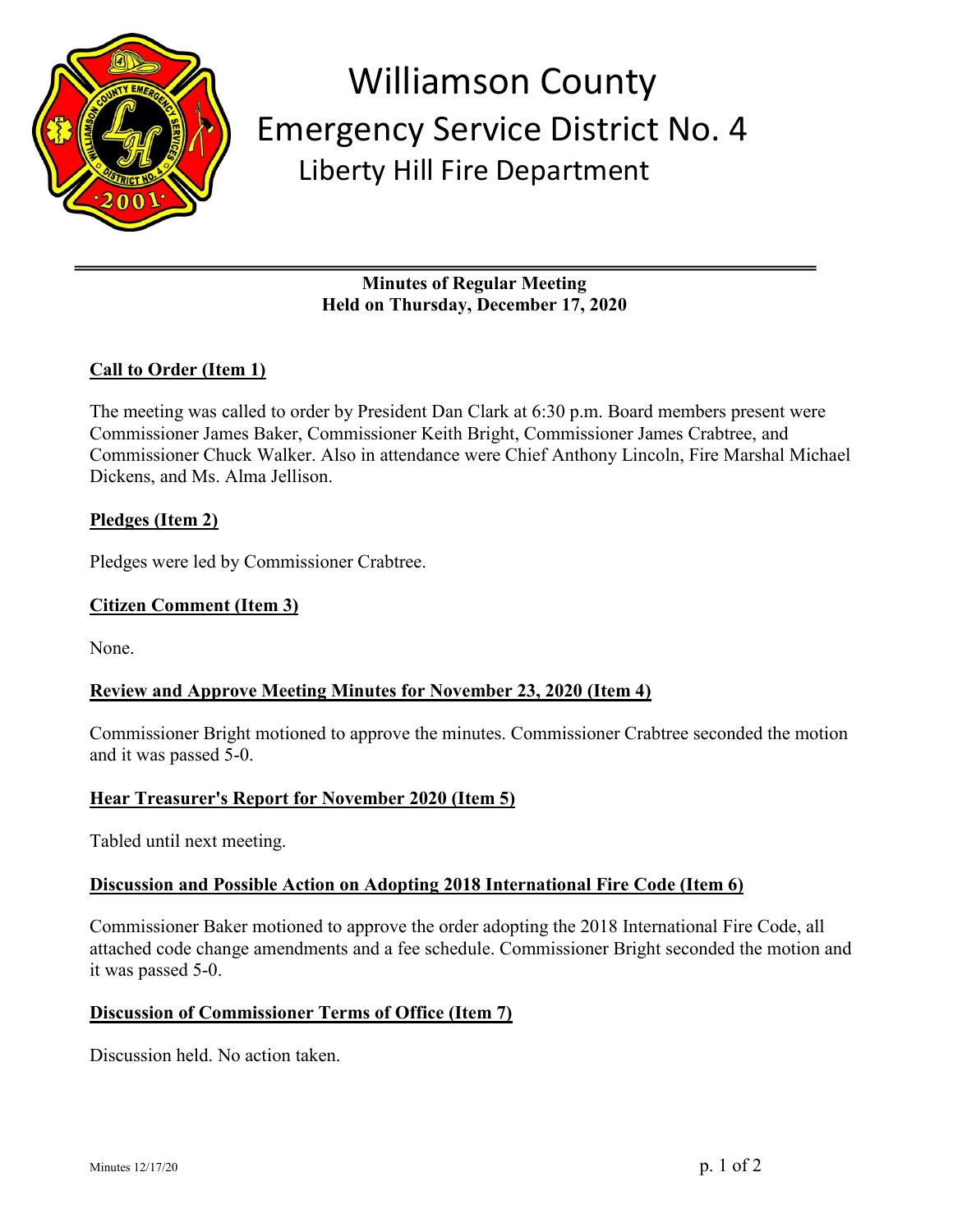# Williamson County
## Emergency Service District No. 4
### Liberty Hill Fire Department

---

**Minutes of Regular Meeting**
**Held on Thursday, December 17, 2020**

**Call to Order (Item 1)**

The meeting was called to order by President Dan Clark at 6:30 p.m. Board members present were Commissioner James Baker, Commissioner Keith Bright, Commissioner James Crabtree, and Commissioner Chuck Walker. Also in attendance were Chief Anthony Lincoln, Fire Marshal Michael Dickens, and Ms. Alma Jellison.

**Pledges (Item 2)**

Pledges were led by Commissioner Crabtree.

**Citizen Comment (Item 3)**

None.

**Review and Approve Meeting Minutes for November 23, 2020 (Item 4)**

Commissioner Bright motioned to approve the minutes. Commissioner Crabtree seconded the motion and it was passed 5-0.

**Hear Treasurer's Report for November 2020 (Item 5)**

Tabled until next meeting.

**Discussion and Possible Action on Adopting 2018 International Fire Code (Item 6)**

Commissioner Baker motioned to approve the order adopting the 2018 International Fire Code, all attached code change amendments and a fee schedule. Commissioner Bright seconded the motion and it was passed 5-0.

**Discussion of Commissioner Terms of Office (Item 7)**

Discussion held. No action taken.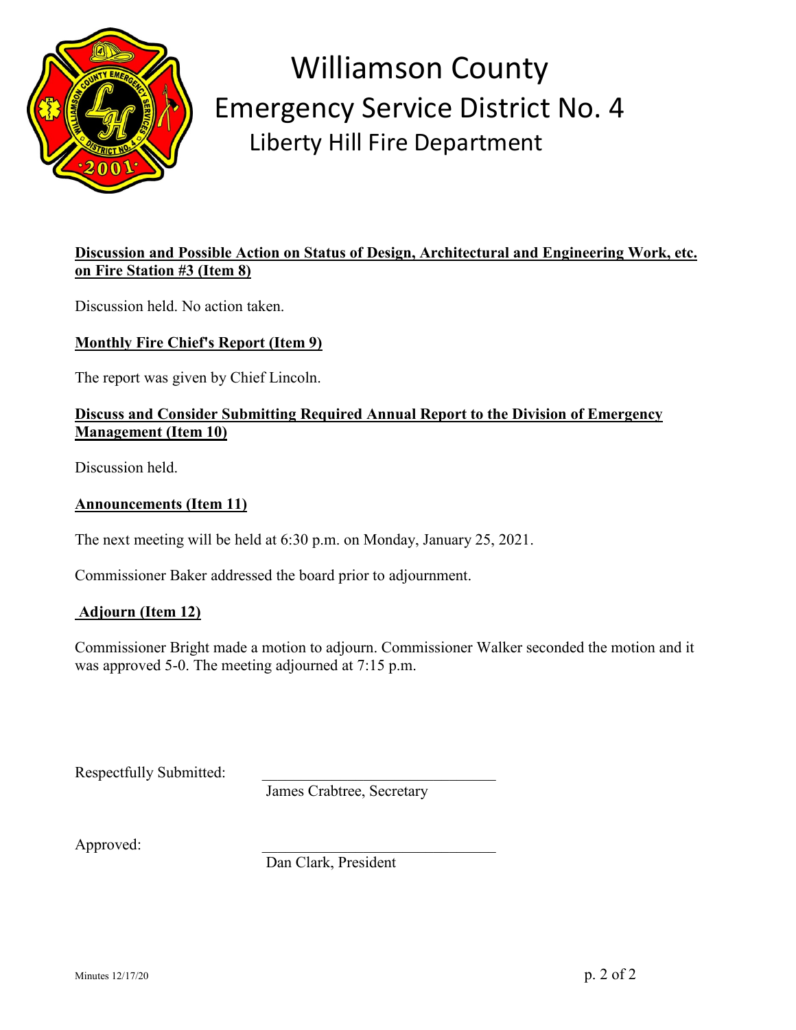# Williamson County
## Emergency Service District No. 4
### Liberty Hill Fire Department

**Discussion and Possible Action on Status of Design, Architectural and Engineering Work, etc. on Fire Station #3 (Item 8)**

Discussion held. No action taken.

**Monthly Fire Chief's Report (Item 9)**

The report was given by Chief Lincoln.

**Discuss and Consider Submitting Required Annual Report to the Division of Emergency Management (Item 10)**

Discussion held.

**Announcements (Item 11)**

The next meeting will be held at 6:30 p.m. on Monday, January 25, 2021.

Commissioner Baker addressed the board prior to adjournment.

**Adjourn (Item 12)**

Commissioner Bright made a motion to adjourn. Commissioner Walker seconded the motion and it was approved 5-0. The meeting adjourned at 7:15 p.m.

Respectfully Submitted: \_\_\_\_\_\_\_\_\_\_\_\_\_\_\_\_\_\_\_\_\_\_\_\_\_\_\_\_
James Crabtree, Secretary

Approved: \_\_\_\_\_\_\_\_\_\_\_\_\_\_\_\_\_\_\_\_\_\_\_\_\_\_\_\_
Dan Clark, President